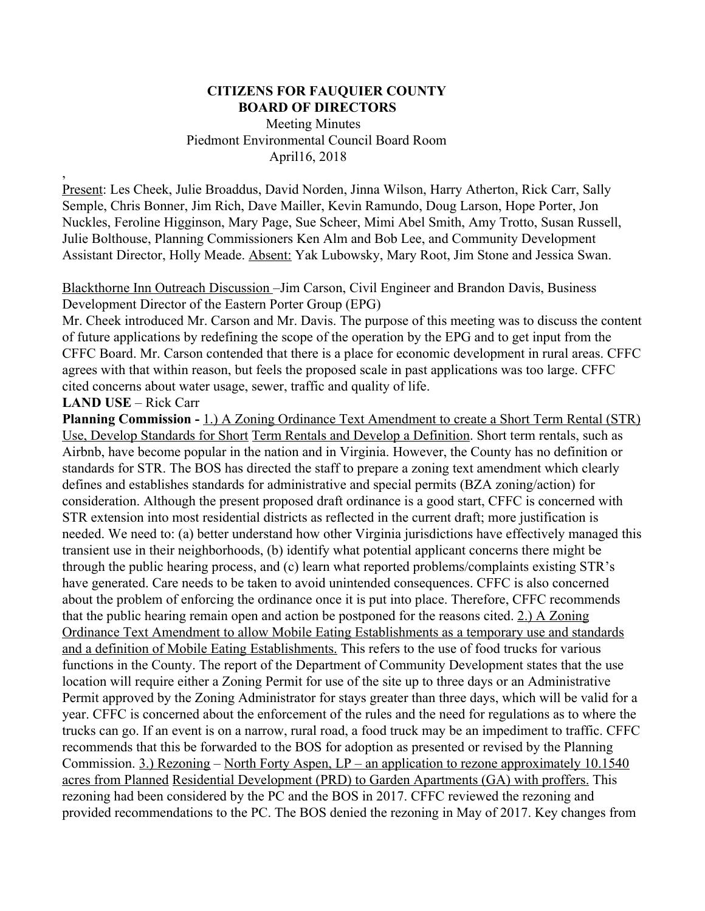**CITIZENS FOR FAUQUIER COUNTY**
**BOARD OF DIRECTORS**
Meeting Minutes
Piedmont Environmental Council Board Room
April16, 2018

,

Present: Les Cheek, Julie Broaddus, David Norden, Jinna Wilson, Harry Atherton, Rick Carr, Sally Semple, Chris Bonner, Jim Rich, Dave Mailler, Kevin Ramundo, Doug Larson, Hope Porter, Jon Nuckles, Feroline Higginson, Mary Page, Sue Scheer, Mimi Abel Smith, Amy Trotto, Susan Russell, Julie Bolthouse, Planning Commissioners Ken Alm and Bob Lee, and Community Development Assistant Director, Holly Meade. Absent: Yak Lubowsky, Mary Root, Jim Stone and Jessica Swan.

Blackthorne Inn Outreach Discussion –Jim Carson, Civil Engineer and Brandon Davis, Business Development Director of the Eastern Porter Group (EPG)
Mr. Cheek introduced Mr. Carson and Mr. Davis. The purpose of this meeting was to discuss the content of future applications by redefining the scope of the operation by the EPG and to get input from the CFFC Board. Mr. Carson contended that there is a place for economic development in rural areas. CFFC agrees with that within reason, but feels the proposed scale in past applications was too large. CFFC cited concerns about water usage, sewer, traffic and quality of life.

**LAND USE** – Rick Carr

**Planning Commission -** 1.) A Zoning Ordinance Text Amendment to create a Short Term Rental (STR) Use, Develop Standards for Short Term Rentals and Develop a Definition. Short term rentals, such as Airbnb, have become popular in the nation and in Virginia. However, the County has no definition or standards for STR. The BOS has directed the staff to prepare a zoning text amendment which clearly defines and establishes standards for administrative and special permits (BZA zoning/action) for consideration. Although the present proposed draft ordinance is a good start, CFFC is concerned with STR extension into most residential districts as reflected in the current draft; more justification is needed. We need to: (a) better understand how other Virginia jurisdictions have effectively managed this transient use in their neighborhoods, (b) identify what potential applicant concerns there might be through the public hearing process, and (c) learn what reported problems/complaints existing STR's have generated. Care needs to be taken to avoid unintended consequences. CFFC is also concerned about the problem of enforcing the ordinance once it is put into place. Therefore, CFFC recommends that the public hearing remain open and action be postponed for the reasons cited. 2.) A Zoning Ordinance Text Amendment to allow Mobile Eating Establishments as a temporary use and standards and a definition of Mobile Eating Establishments. This refers to the use of food trucks for various functions in the County. The report of the Department of Community Development states that the use location will require either a Zoning Permit for use of the site up to three days or an Administrative Permit approved by the Zoning Administrator for stays greater than three days, which will be valid for a year. CFFC is concerned about the enforcement of the rules and the need for regulations as to where the trucks can go. If an event is on a narrow, rural road, a food truck may be an impediment to traffic. CFFC recommends that this be forwarded to the BOS for adoption as presented or revised by the Planning Commission. 3.) Rezoning – North Forty Aspen, LP – an application to rezone approximately 10.1540 acres from Planned Residential Development (PRD) to Garden Apartments (GA) with proffers. This rezoning had been considered by the PC and the BOS in 2017. CFFC reviewed the rezoning and provided recommendations to the PC. The BOS denied the rezoning in May of 2017. Key changes from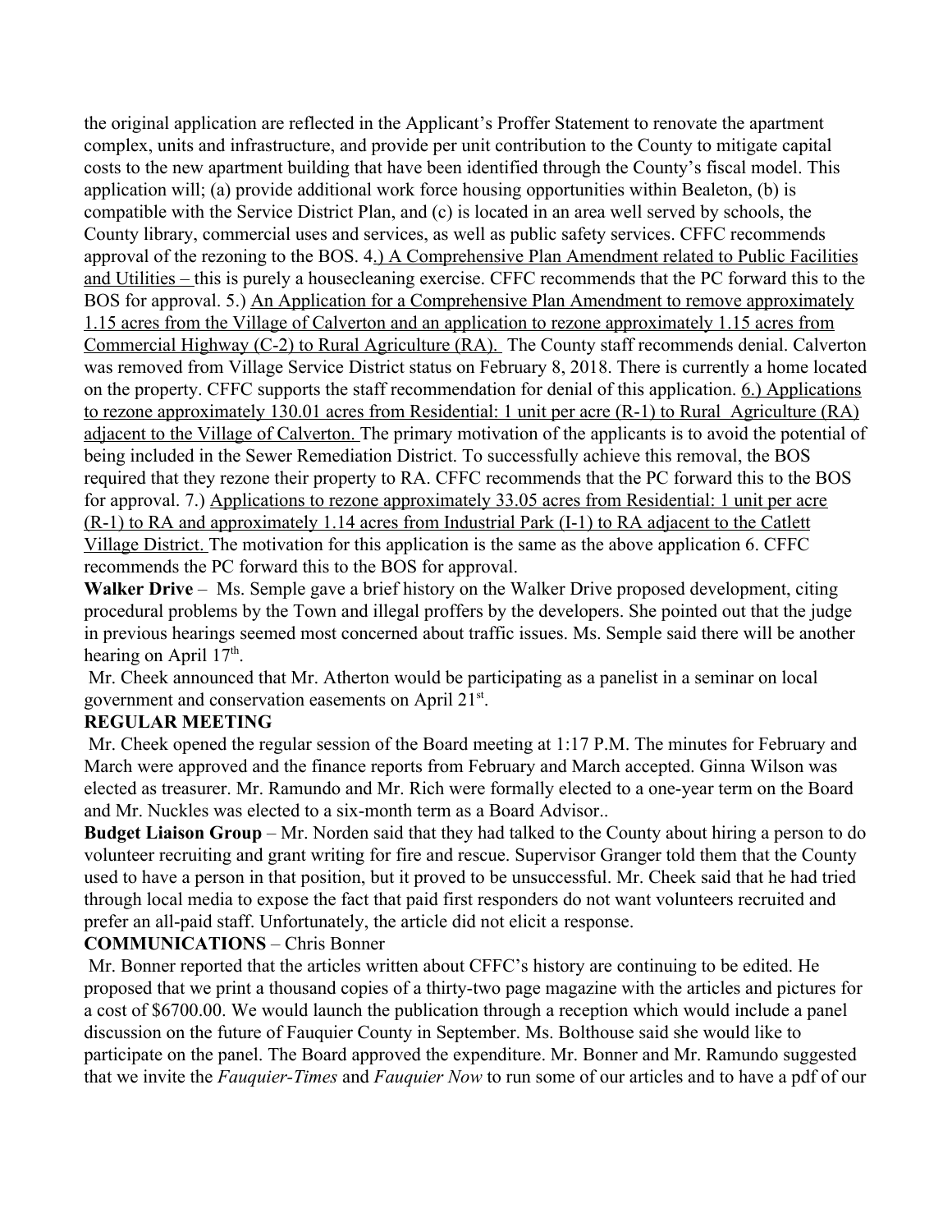the original application are reflected in the Applicant's Proffer Statement to renovate the apartment complex, units and infrastructure, and provide per unit contribution to the County to mitigate capital costs to the new apartment building that have been identified through the County's fiscal model. This application will; (a) provide additional work force housing opportunities within Bealeton, (b) is compatible with the Service District Plan, and (c) is located in an area well served by schools, the County library, commercial uses and services, as well as public safety services. CFFC recommends approval of the rezoning to the BOS. 4.) A Comprehensive Plan Amendment related to Public Facilities and Utilities – this is purely a housecleaning exercise. CFFC recommends that the PC forward this to the BOS for approval. 5.) An Application for a Comprehensive Plan Amendment to remove approximately 1.15 acres from the Village of Calverton and an application to rezone approximately 1.15 acres from Commercial Highway (C-2) to Rural Agriculture (RA). The County staff recommends denial. Calverton was removed from Village Service District status on February 8, 2018. There is currently a home located on the property. CFFC supports the staff recommendation for denial of this application. 6.) Applications to rezone approximately 130.01 acres from Residential: 1 unit per acre (R-1) to Rural Agriculture (RA) adjacent to the Village of Calverton. The primary motivation of the applicants is to avoid the potential of being included in the Sewer Remediation District. To successfully achieve this removal, the BOS required that they rezone their property to RA. CFFC recommends that the PC forward this to the BOS for approval. 7.) Applications to rezone approximately 33.05 acres from Residential: 1 unit per acre (R-1) to RA and approximately 1.14 acres from Industrial Park (I-1) to RA adjacent to the Catlett Village District. The motivation for this application is the same as the above application 6. CFFC recommends the PC forward this to the BOS for approval.

**Walker Drive** – Ms. Semple gave a brief history on the Walker Drive proposed development, citing procedural problems by the Town and illegal proffers by the developers. She pointed out that the judge in previous hearings seemed most concerned about traffic issues. Ms. Semple said there will be another hearing on April 17th.

Mr. Cheek announced that Mr. Atherton would be participating as a panelist in a seminar on local government and conservation easements on April 21st.

**REGULAR MEETING**

Mr. Cheek opened the regular session of the Board meeting at 1:17 P.M. The minutes for February and March were approved and the finance reports from February and March accepted. Ginna Wilson was elected as treasurer. Mr. Ramundo and Mr. Rich were formally elected to a one-year term on the Board and Mr. Nuckles was elected to a six-month term as a Board Advisor..

**Budget Liaison Group** – Mr. Norden said that they had talked to the County about hiring a person to do volunteer recruiting and grant writing for fire and rescue. Supervisor Granger told them that the County used to have a person in that position, but it proved to be unsuccessful. Mr. Cheek said that he had tried through local media to expose the fact that paid first responders do not want volunteers recruited and prefer an all-paid staff. Unfortunately, the article did not elicit a response.

**COMMUNICATIONS** – Chris Bonner

Mr. Bonner reported that the articles written about CFFC's history are continuing to be edited. He proposed that we print a thousand copies of a thirty-two page magazine with the articles and pictures for a cost of $6700.00. We would launch the publication through a reception which would include a panel discussion on the future of Fauquier County in September. Ms. Bolthouse said she would like to participate on the panel. The Board approved the expenditure. Mr. Bonner and Mr. Ramundo suggested that we invite the *Fauquier-Times* and *Fauquier Now* to run some of our articles and to have a pdf of our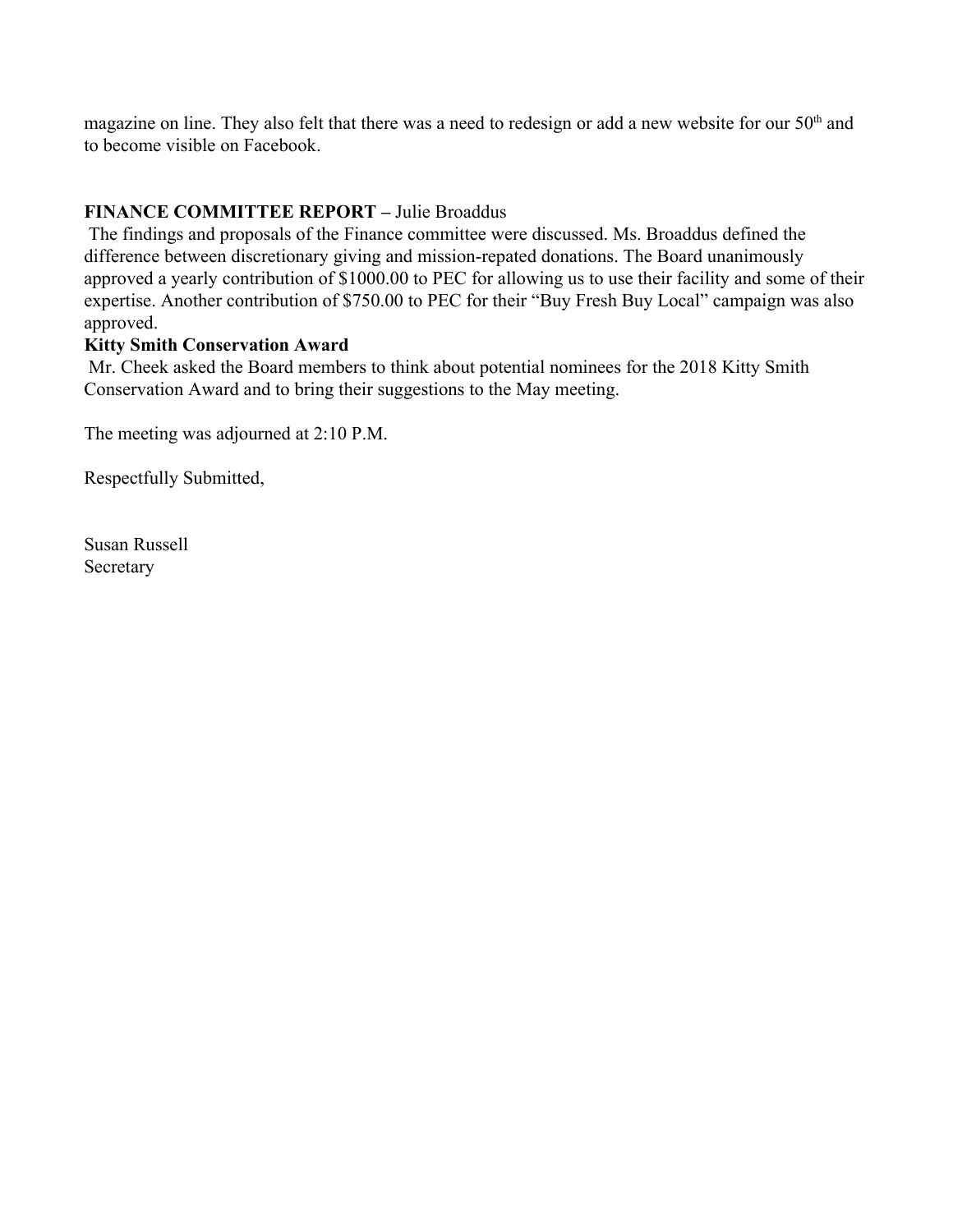magazine on line. They also felt that there was a need to redesign or add a new website for our 50th and to become visible on Facebook.

**FINANCE COMMITTEE REPORT –** Julie Broaddus

The findings and proposals of the Finance committee were discussed. Ms. Broaddus defined the difference between discretionary giving and mission-repated donations. The Board unanimously approved a yearly contribution of $1000.00 to PEC for allowing us to use their facility and some of their expertise. Another contribution of $750.00 to PEC for their "Buy Fresh Buy Local" campaign was also approved.

**Kitty Smith Conservation Award**

Mr. Cheek asked the Board members to think about potential nominees for the 2018 Kitty Smith Conservation Award and to bring their suggestions to the May meeting.

The meeting was adjourned at 2:10 P.M.

Respectfully Submitted,

Susan Russell
Secretary